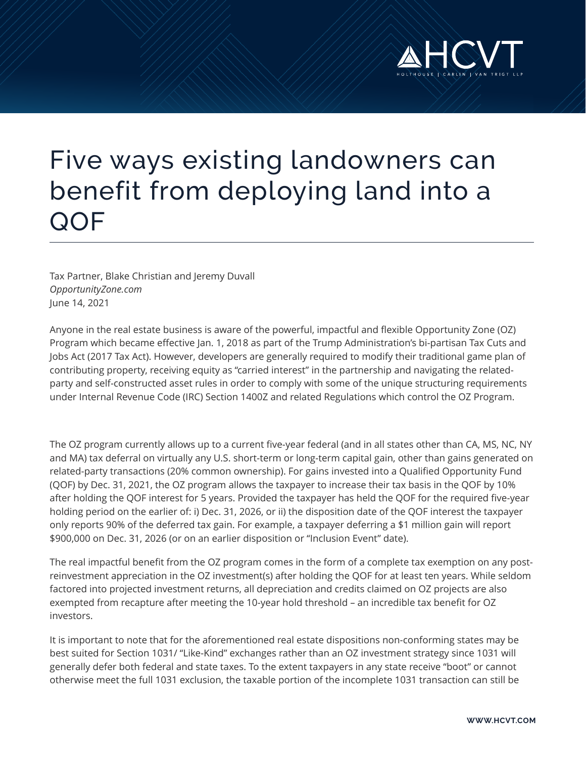# Five ways existing landowners can benefit from deploying land into a QOF

Tax Partner, Blake Christian and Jeremy Duvall
*OpportunityZone.com*
June 14, 2021

Anyone in the real estate business is aware of the powerful, impactful and flexible Opportunity Zone (OZ) Program which became effective Jan. 1, 2018 as part of the Trump Administration's bi-partisan Tax Cuts and Jobs Act (2017 Tax Act). However, developers are generally required to modify their traditional game plan of contributing property, receiving equity as "carried interest" in the partnership and navigating the related-party and self-constructed asset rules in order to comply with some of the unique structuring requirements under Internal Revenue Code (IRC) Section 1400Z and related Regulations which control the OZ Program.

The OZ program currently allows up to a current five-year federal (and in all states other than CA, MS, NC, NY and MA) tax deferral on virtually any U.S. short-term or long-term capital gain, other than gains generated on related-party transactions (20% common ownership). For gains invested into a Qualified Opportunity Fund (QOF) by Dec. 31, 2021, the OZ program allows the taxpayer to increase their tax basis in the QOF by 10% after holding the QOF interest for 5 years. Provided the taxpayer has held the QOF for the required five-year holding period on the earlier of: i) Dec. 31, 2026, or ii) the disposition date of the QOF interest the taxpayer only reports 90% of the deferred tax gain. For example, a taxpayer deferring a $1 million gain will report $900,000 on Dec. 31, 2026 (or on an earlier disposition or "Inclusion Event" date).

The real impactful benefit from the OZ program comes in the form of a complete tax exemption on any post-reinvestment appreciation in the OZ investment(s) after holding the QOF for at least ten years. While seldom factored into projected investment returns, all depreciation and credits claimed on OZ projects are also exempted from recapture after meeting the 10-year hold threshold – an incredible tax benefit for OZ investors.

It is important to note that for the aforementioned real estate dispositions non-conforming states may be best suited for Section 1031/ "Like-Kind" exchanges rather than an OZ investment strategy since 1031 will generally defer both federal and state taxes. To the extent taxpayers in any state receive "boot" or cannot otherwise meet the full 1031 exclusion, the taxable portion of the incomplete 1031 transaction can still be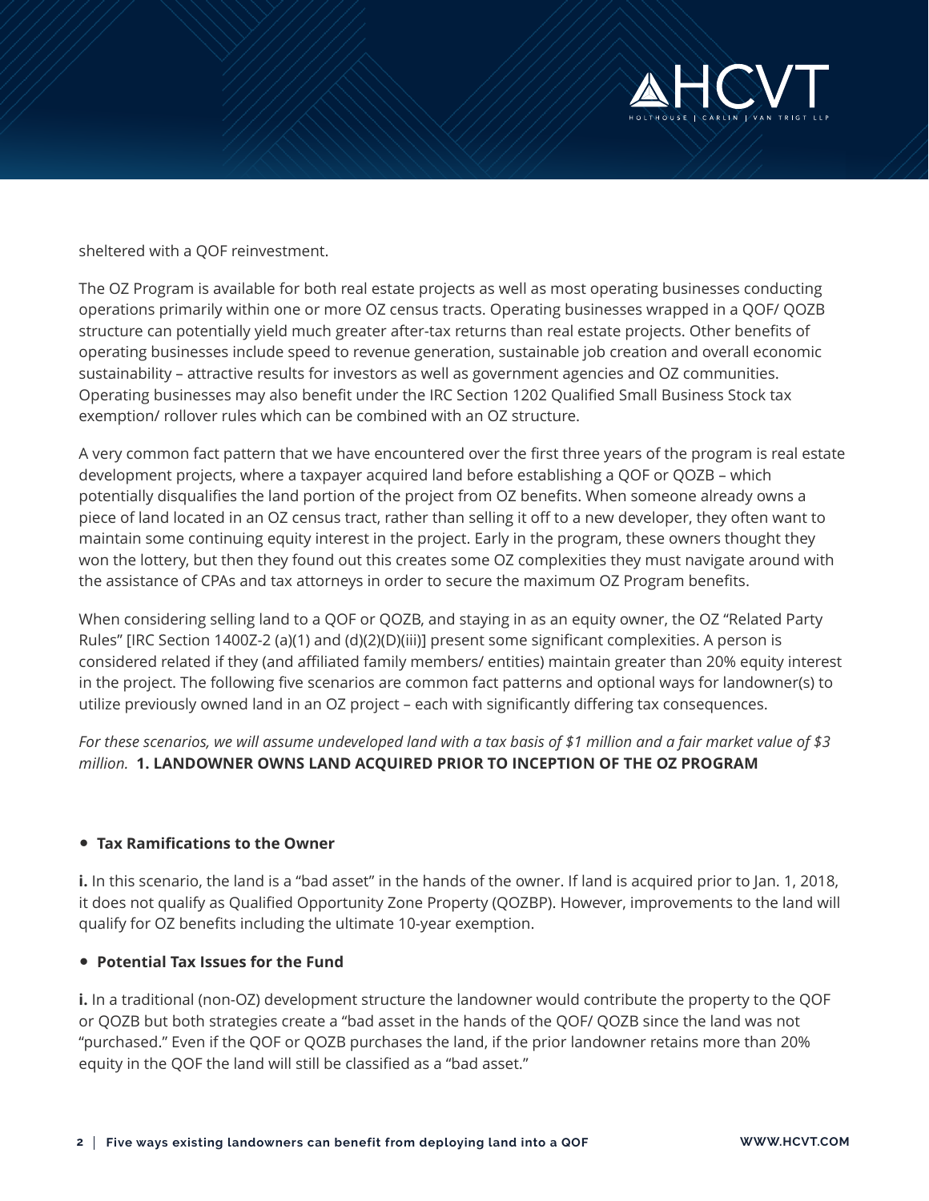sheltered with a QOF reinvestment.

The OZ Program is available for both real estate projects as well as most operating businesses conducting operations primarily within one or more OZ census tracts. Operating businesses wrapped in a QOF/ QOZB structure can potentially yield much greater after-tax returns than real estate projects. Other benefits of operating businesses include speed to revenue generation, sustainable job creation and overall economic sustainability – attractive results for investors as well as government agencies and OZ communities. Operating businesses may also benefit under the IRC Section 1202 Qualified Small Business Stock tax exemption/ rollover rules which can be combined with an OZ structure.

A very common fact pattern that we have encountered over the first three years of the program is real estate development projects, where a taxpayer acquired land before establishing a QOF or QOZB – which potentially disqualifies the land portion of the project from OZ benefits. When someone already owns a piece of land located in an OZ census tract, rather than selling it off to a new developer, they often want to maintain some continuing equity interest in the project. Early in the program, these owners thought they won the lottery, but then they found out this creates some OZ complexities they must navigate around with the assistance of CPAs and tax attorneys in order to secure the maximum OZ Program benefits.

When considering selling land to a QOF or QOZB, and staying in as an equity owner, the OZ "Related Party Rules" [IRC Section 1400Z-2 (a)(1) and (d)(2)(D)(iii)] present some significant complexities. A person is considered related if they (and affiliated family members/ entities) maintain greater than 20% equity interest in the project. The following five scenarios are common fact patterns and optional ways for landowner(s) to utilize previously owned land in an OZ project – each with significantly differing tax consequences.

*For these scenarios, we will assume undeveloped land with a tax basis of $1 million and a fair market value of $3 million.*

**1. LANDOWNER OWNS LAND ACQUIRED PRIOR TO INCEPTION OF THE OZ PROGRAM**

- **Tax Ramifications to the Owner**

**i.** In this scenario, the land is a "bad asset" in the hands of the owner. If land is acquired prior to Jan. 1, 2018, it does not qualify as Qualified Opportunity Zone Property (QOZBP). However, improvements to the land will qualify for OZ benefits including the ultimate 10-year exemption.

- **Potential Tax Issues for the Fund**

**i.** In a traditional (non-OZ) development structure the landowner would contribute the property to the QOF or QOZB but both strategies create a "bad asset in the hands of the QOF/ QOZB since the land was not "purchased." Even if the QOF or QOZB purchases the land, if the prior landowner retains more than 20% equity in the QOF the land will still be classified as a "bad asset."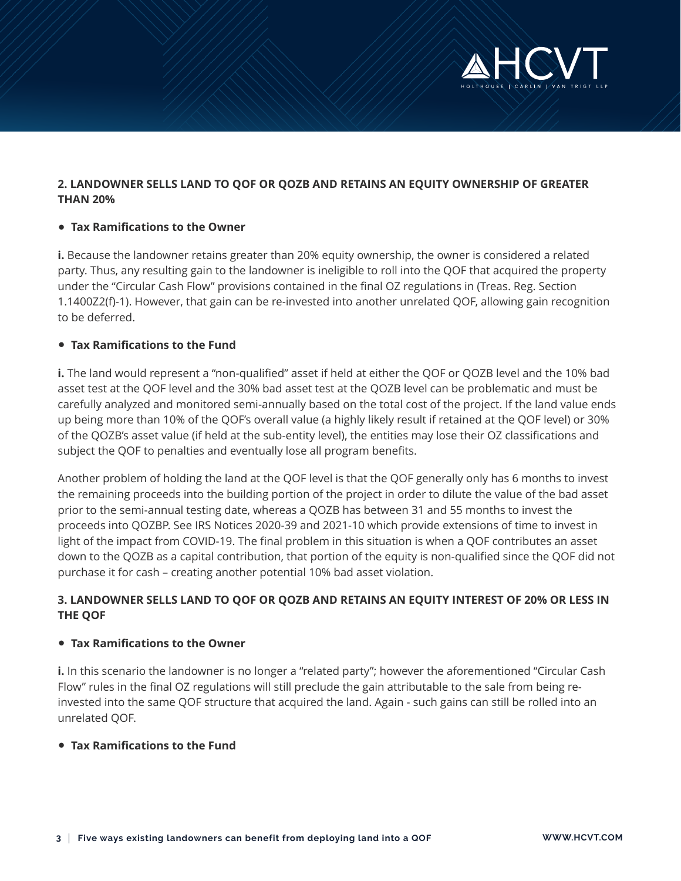## 2. LANDOWNER SELLS LAND TO QOF OR QOZB AND RETAINS AN EQUITY OWNERSHIP OF GREATER THAN 20%

- **Tax Ramifications to the Owner**

**i.** Because the landowner retains greater than 20% equity ownership, the owner is considered a related party. Thus, any resulting gain to the landowner is ineligible to roll into the QOF that acquired the property under the "Circular Cash Flow" provisions contained in the final OZ regulations in (Treas. Reg. Section 1.1400Z2(f)-1). However, that gain can be re-invested into another unrelated QOF, allowing gain recognition to be deferred.

- **Tax Ramifications to the Fund**

**i.** The land would represent a "non-qualified" asset if held at either the QOF or QOZB level and the 10% bad asset test at the QOF level and the 30% bad asset test at the QOZB level can be problematic and must be carefully analyzed and monitored semi-annually based on the total cost of the project. If the land value ends up being more than 10% of the QOF's overall value (a highly likely result if retained at the QOF level) or 30% of the QOZB's asset value (if held at the sub-entity level), the entities may lose their OZ classifications and subject the QOF to penalties and eventually lose all program benefits.

Another problem of holding the land at the QOF level is that the QOF generally only has 6 months to invest the remaining proceeds into the building portion of the project in order to dilute the value of the bad asset prior to the semi-annual testing date, whereas a QOZB has between 31 and 55 months to invest the proceeds into QOZBP. See IRS Notices 2020-39 and 2021-10 which provide extensions of time to invest in light of the impact from COVID-19. The final problem in this situation is when a QOF contributes an asset down to the QOZB as a capital contribution, that portion of the equity is non-qualified since the QOF did not purchase it for cash – creating another potential 10% bad asset violation.

## 3. LANDOWNER SELLS LAND TO QOF OR QOZB AND RETAINS AN EQUITY INTEREST OF 20% OR LESS IN THE QOF

- **Tax Ramifications to the Owner**

**i.** In this scenario the landowner is no longer a "related party"; however the aforementioned "Circular Cash Flow" rules in the final OZ regulations will still preclude the gain attributable to the sale from being re-invested into the same QOF structure that acquired the land. Again - such gains can still be rolled into an unrelated QOF.

- **Tax Ramifications to the Fund**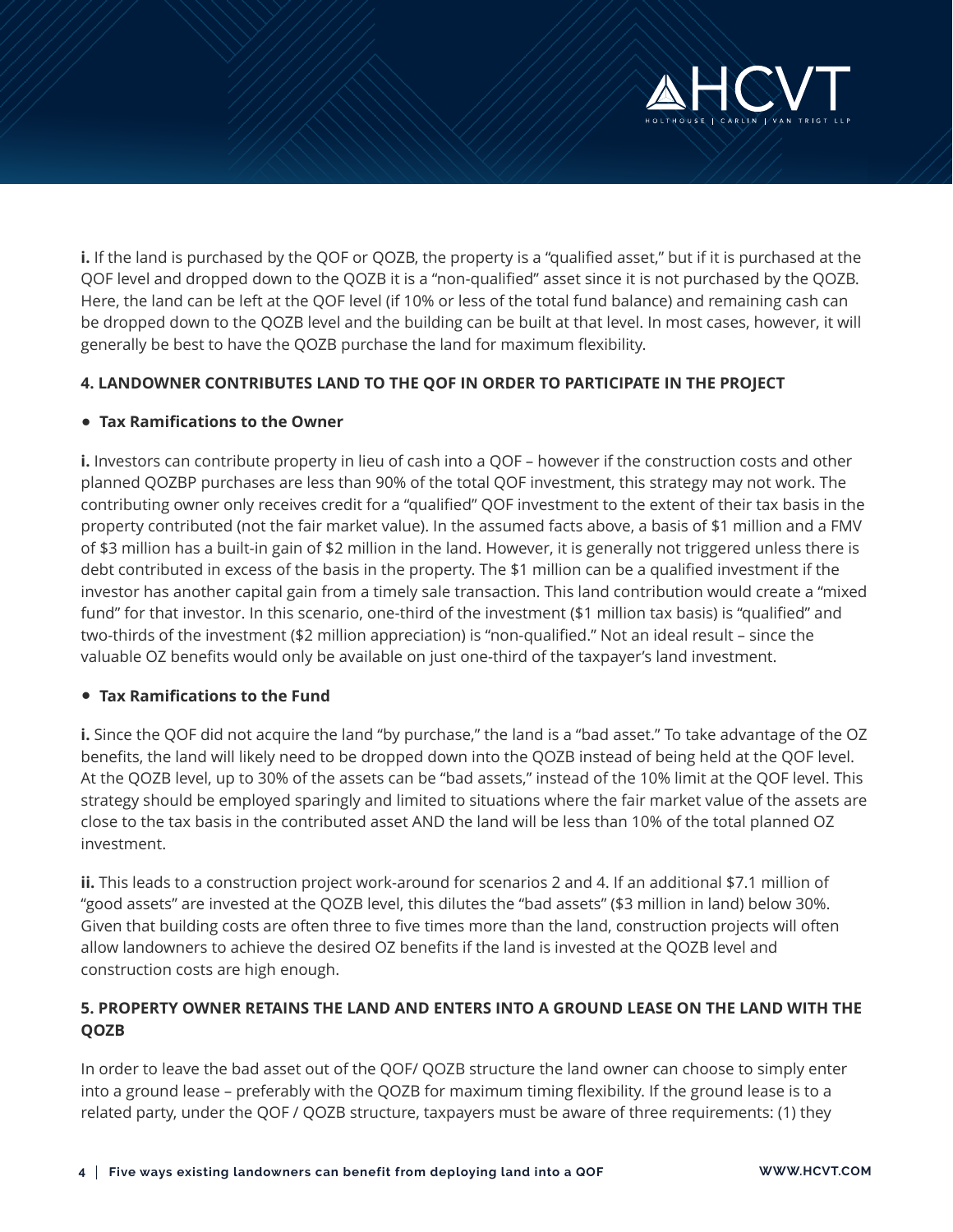**i.** If the land is purchased by the QOF or QOZB, the property is a "qualified asset," but if it is purchased at the QOF level and dropped down to the QOZB it is a "non-qualified" asset since it is not purchased by the QOZB. Here, the land can be left at the QOF level (if 10% or less of the total fund balance) and remaining cash can be dropped down to the QOZB level and the building can be built at that level. In most cases, however, it will generally be best to have the QOZB purchase the land for maximum flexibility.

### 4. LANDOWNER CONTRIBUTES LAND TO THE QOF IN ORDER TO PARTICIPATE IN THE PROJECT

- **Tax Ramifications to the Owner**

**i.** Investors can contribute property in lieu of cash into a QOF – however if the construction costs and other planned QOZBP purchases are less than 90% of the total QOF investment, this strategy may not work. The contributing owner only receives credit for a "qualified" QOF investment to the extent of their tax basis in the property contributed (not the fair market value). In the assumed facts above, a basis of $1 million and a FMV of $3 million has a built-in gain of $2 million in the land. However, it is generally not triggered unless there is debt contributed in excess of the basis in the property. The $1 million can be a qualified investment if the investor has another capital gain from a timely sale transaction. This land contribution would create a "mixed fund" for that investor. In this scenario, one-third of the investment ($1 million tax basis) is "qualified" and two-thirds of the investment ($2 million appreciation) is "non-qualified." Not an ideal result – since the valuable OZ benefits would only be available on just one-third of the taxpayer's land investment.

- **Tax Ramifications to the Fund**

**i.** Since the QOF did not acquire the land "by purchase," the land is a "bad asset." To take advantage of the OZ benefits, the land will likely need to be dropped down into the QOZB instead of being held at the QOF level. At the QOZB level, up to 30% of the assets can be "bad assets," instead of the 10% limit at the QOF level. This strategy should be employed sparingly and limited to situations where the fair market value of the assets are close to the tax basis in the contributed asset AND the land will be less than 10% of the total planned OZ investment.

**ii.** This leads to a construction project work-around for scenarios 2 and 4. If an additional $7.1 million of "good assets" are invested at the QOZB level, this dilutes the "bad assets" ($3 million in land) below 30%. Given that building costs are often three to five times more than the land, construction projects will often allow landowners to achieve the desired OZ benefits if the land is invested at the QOZB level and construction costs are high enough.

### 5. PROPERTY OWNER RETAINS THE LAND AND ENTERS INTO A GROUND LEASE ON THE LAND WITH THE QOZB

In order to leave the bad asset out of the QOF/ QOZB structure the land owner can choose to simply enter into a ground lease – preferably with the QOZB for maximum timing flexibility. If the ground lease is to a related party, under the QOF / QOZB structure, taxpayers must be aware of three requirements: (1) they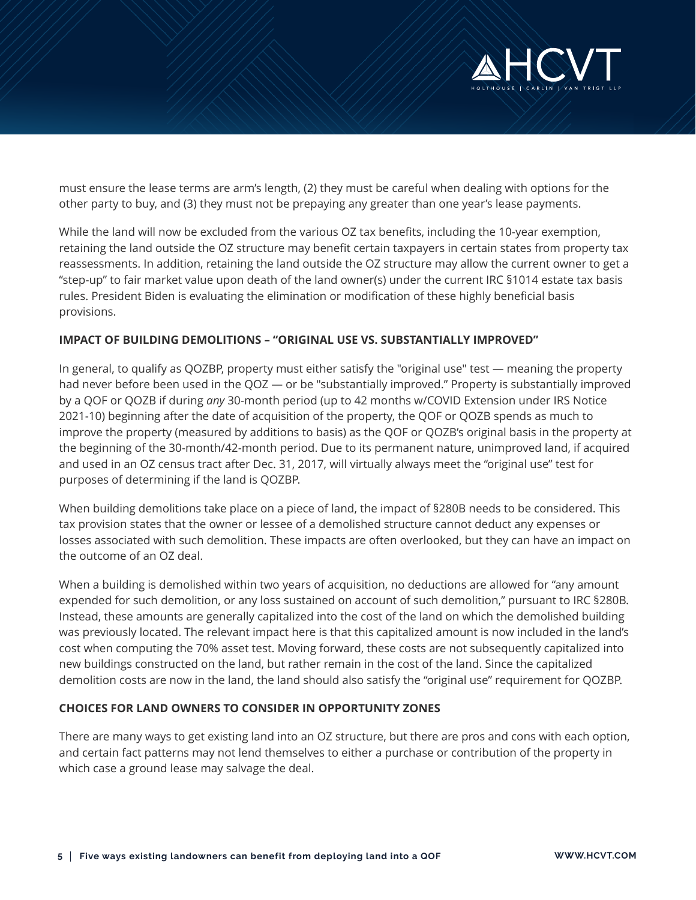must ensure the lease terms are arm's length, (2) they must be careful when dealing with options for the other party to buy, and (3) they must not be prepaying any greater than one year's lease payments.

While the land will now be excluded from the various OZ tax benefits, including the 10-year exemption, retaining the land outside the OZ structure may benefit certain taxpayers in certain states from property tax reassessments. In addition, retaining the land outside the OZ structure may allow the current owner to get a "step-up" to fair market value upon death of the land owner(s) under the current IRC §1014 estate tax basis rules. President Biden is evaluating the elimination or modification of these highly beneficial basis provisions.

**IMPACT OF BUILDING DEMOLITIONS – "ORIGINAL USE VS. SUBSTANTIALLY IMPROVED"**

In general, to qualify as QOZBP, property must either satisfy the "original use" test — meaning the property had never before been used in the QOZ — or be "substantially improved." Property is substantially improved by a QOF or QOZB if during *any* 30-month period (up to 42 months w/COVID Extension under IRS Notice 2021-10) beginning after the date of acquisition of the property, the QOF or QOZB spends as much to improve the property (measured by additions to basis) as the QOF or QOZB's original basis in the property at the beginning of the 30-month/42-month period. Due to its permanent nature, unimproved land, if acquired and used in an OZ census tract after Dec. 31, 2017, will virtually always meet the "original use" test for purposes of determining if the land is QOZBP.

When building demolitions take place on a piece of land, the impact of §280B needs to be considered. This tax provision states that the owner or lessee of a demolished structure cannot deduct any expenses or losses associated with such demolition. These impacts are often overlooked, but they can have an impact on the outcome of an OZ deal.

When a building is demolished within two years of acquisition, no deductions are allowed for "any amount expended for such demolition, or any loss sustained on account of such demolition," pursuant to IRC §280B. Instead, these amounts are generally capitalized into the cost of the land on which the demolished building was previously located. The relevant impact here is that this capitalized amount is now included in the land's cost when computing the 70% asset test. Moving forward, these costs are not subsequently capitalized into new buildings constructed on the land, but rather remain in the cost of the land. Since the capitalized demolition costs are now in the land, the land should also satisfy the "original use" requirement for QOZBP.

**CHOICES FOR LAND OWNERS TO CONSIDER IN OPPORTUNITY ZONES**

There are many ways to get existing land into an OZ structure, but there are pros and cons with each option, and certain fact patterns may not lend themselves to either a purchase or contribution of the property in which case a ground lease may salvage the deal.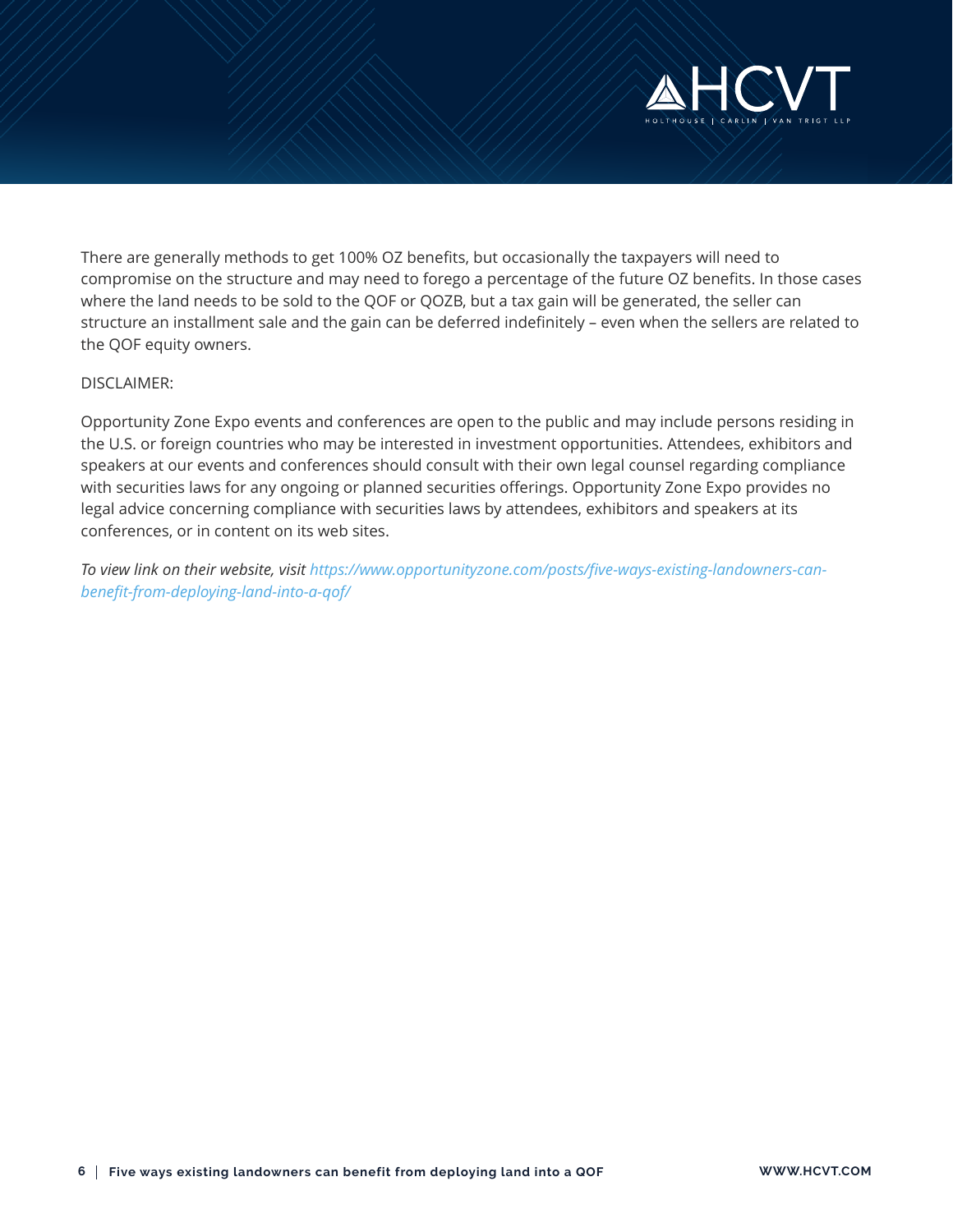There are generally methods to get 100% OZ benefits, but occasionally the taxpayers will need to compromise on the structure and may need to forego a percentage of the future OZ benefits. In those cases where the land needs to be sold to the QOF or QOZB, but a tax gain will be generated, the seller can structure an installment sale and the gain can be deferred indefinitely – even when the sellers are related to the QOF equity owners.

DISCLAIMER:

Opportunity Zone Expo events and conferences are open to the public and may include persons residing in the U.S. or foreign countries who may be interested in investment opportunities. Attendees, exhibitors and speakers at our events and conferences should consult with their own legal counsel regarding compliance with securities laws for any ongoing or planned securities offerings. Opportunity Zone Expo provides no legal advice concerning compliance with securities laws by attendees, exhibitors and speakers at its conferences, or in content on its web sites.

*To view link on their website, visit https://www.opportunityzone.com/posts/five-ways-existing-landowners-can-benefit-from-deploying-land-into-a-qof/*